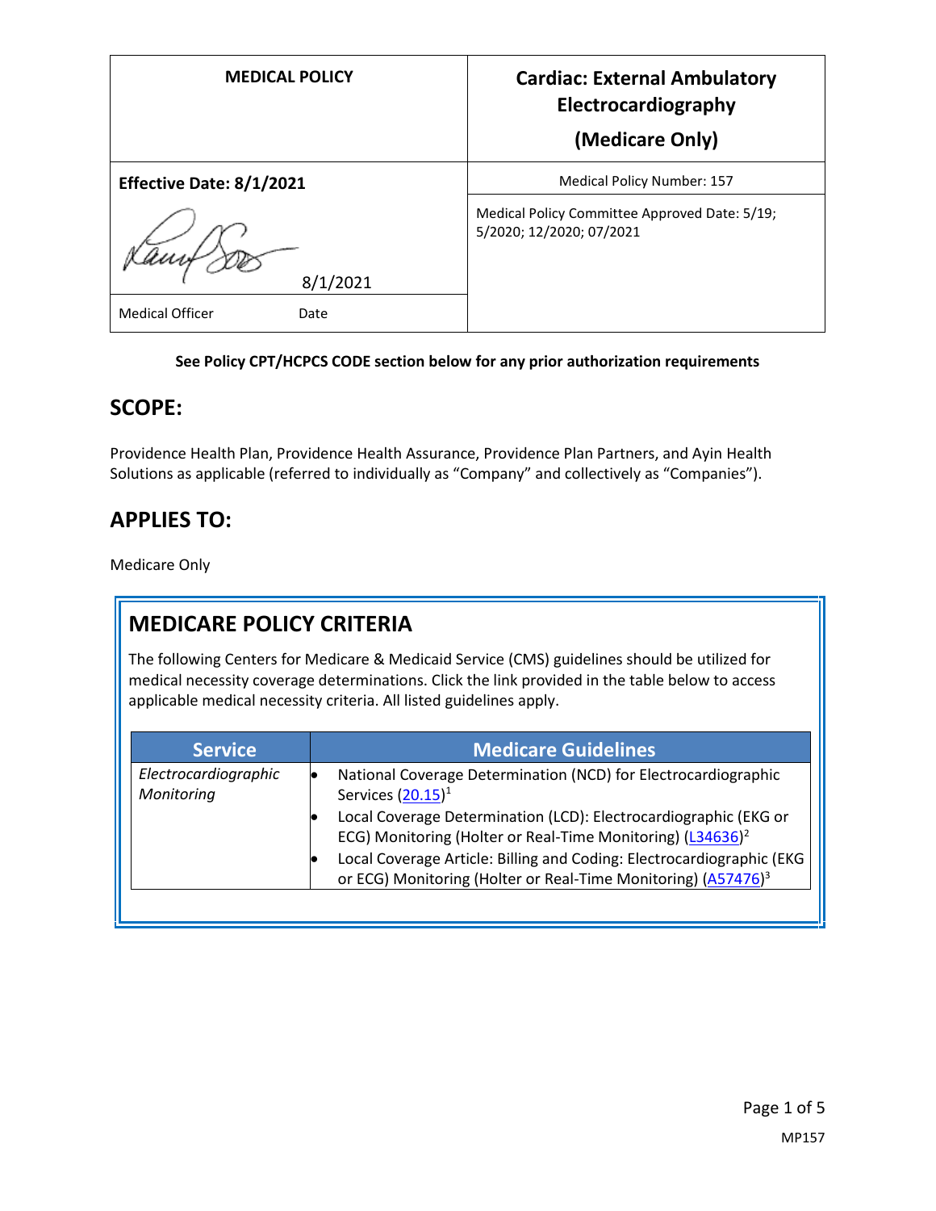| MEDICAL POLICY | Cardiac: External Ambulatory Electrocardiography (Medicare Only) |
| --- | --- |
| **Effective Date: 8/1/2021** | Medical Policy Number: 157 |
| 8/1/2021 | Medical Policy Committee Approved Date: 5/19; 5/2020; 12/2020; 07/2021 |
| Medical Officer Date | |

**See Policy CPT/HCPCS CODE section below for any prior authorization requirements**

## SCOPE:

Providence Health Plan, Providence Health Assurance, Providence Plan Partners, and Ayin Health Solutions as applicable (referred to individually as "Company" and collectively as "Companies").

## APPLIES TO:

Medicare Only

## MEDICARE POLICY CRITERIA

The following Centers for Medicare & Medicaid Service (CMS) guidelines should be utilized for medical necessity coverage determinations. Click the link provided in the table below to access applicable medical necessity criteria. All listed guidelines apply.

| Service | Medicare Guidelines |
| --- | --- |
| *Electrocardiographic Monitoring* | • National Coverage Determination (NCD) for Electrocardiographic Services (20.15)[1]<br>• Local Coverage Determination (LCD): Electrocardiographic (EKG or ECG) Monitoring (Holter or Real-Time Monitoring) (L34636)[2]<br>• Local Coverage Article: Billing and Coding: Electrocardiographic (EKG or ECG) Monitoring (Holter or Real-Time Monitoring) (A57476)[3] |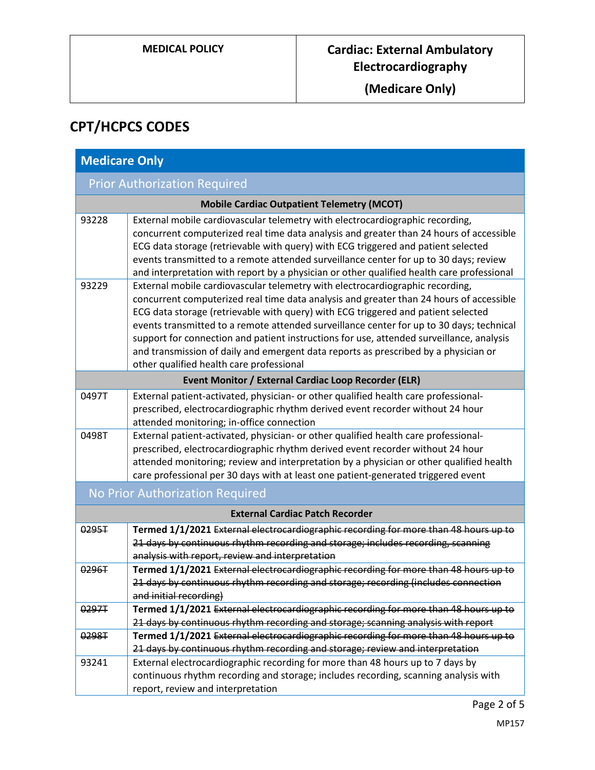# CPT/HCPCS CODES

| Medicare Only | |
|---|---|
| **Prior Authorization Required** | |
| **Mobile Cardiac Outpatient Telemetry (MCOT)** | |
| 93228 | External mobile cardiovascular telemetry with electrocardiographic recording, concurrent computerized real time data analysis and greater than 24 hours of accessible ECG data storage (retrievable with query) with ECG triggered and patient selected events transmitted to a remote attended surveillance center for up to 30 days; review and interpretation with report by a physician or other qualified health care professional |
| 93229 | External mobile cardiovascular telemetry with electrocardiographic recording, concurrent computerized real time data analysis and greater than 24 hours of accessible ECG data storage (retrievable with query) with ECG triggered and patient selected events transmitted to a remote attended surveillance center for up to 30 days; technical support for connection and patient instructions for use, attended surveillance, analysis and transmission of daily and emergent data reports as prescribed by a physician or other qualified health care professional |
| **Event Monitor / External Cardiac Loop Recorder (ELR)** | |
| 0497T | External patient-activated, physician- or other qualified health care professional-prescribed, electrocardiographic rhythm derived event recorder without 24 hour attended monitoring; in-office connection |
| 0498T | External patient-activated, physician- or other qualified health care professional-prescribed, electrocardiographic rhythm derived event recorder without 24 hour attended monitoring; review and interpretation by a physician or other qualified health care professional per 30 days with at least one patient-generated triggered event |
| **No Prior Authorization Required** | |
| **External Cardiac Patch Recorder** | |
| ~~0295T~~ | **Termed 1/1/2021** ~~External electrocardiographic recording for more than 48 hours up to 21 days by continuous rhythm recording and storage; includes recording, scanning analysis with report, review and interpretation~~ |
| ~~0296T~~ | **Termed 1/1/2021** ~~External electrocardiographic recording for more than 48 hours up to 21 days by continuous rhythm recording and storage; recording (includes connection and initial recording)~~ |
| ~~0297T~~ | **Termed 1/1/2021** ~~External electrocardiographic recording for more than 48 hours up to 21 days by continuous rhythm recording and storage; scanning analysis with report~~ |
| ~~0298T~~ | **Termed 1/1/2021** ~~External electrocardiographic recording for more than 48 hours up to 21 days by continuous rhythm recording and storage; review and interpretation~~ |
| 93241 | External electrocardiographic recording for more than 48 hours up to 7 days by continuous rhythm recording and storage; includes recording, scanning analysis with report, review and interpretation |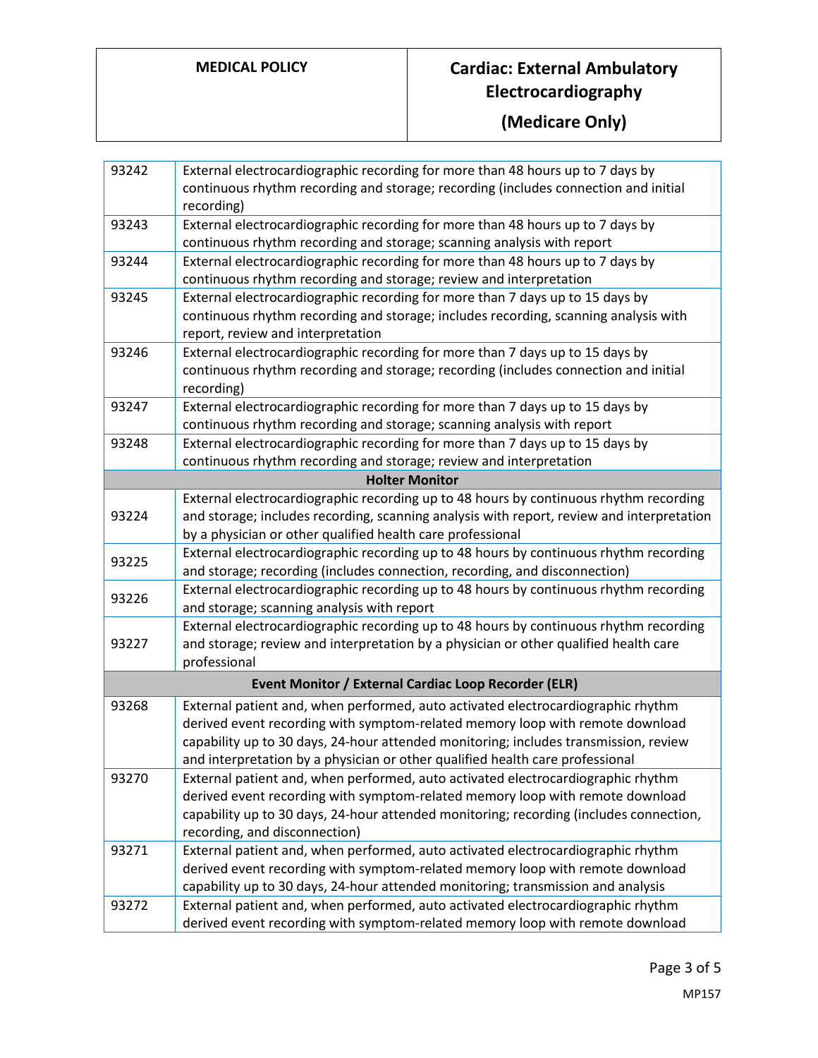| | |
|---|---|
| 93242 | External electrocardiographic recording for more than 48 hours up to 7 days by continuous rhythm recording and storage; recording (includes connection and initial recording) |
| 93243 | External electrocardiographic recording for more than 48 hours up to 7 days by continuous rhythm recording and storage; scanning analysis with report |
| 93244 | External electrocardiographic recording for more than 48 hours up to 7 days by continuous rhythm recording and storage; review and interpretation |
| 93245 | External electrocardiographic recording for more than 7 days up to 15 days by continuous rhythm recording and storage; includes recording, scanning analysis with report, review and interpretation |
| 93246 | External electrocardiographic recording for more than 7 days up to 15 days by continuous rhythm recording and storage; recording (includes connection and initial recording) |
| 93247 | External electrocardiographic recording for more than 7 days up to 15 days by continuous rhythm recording and storage; scanning analysis with report |
| 93248 | External electrocardiographic recording for more than 7 days up to 15 days by continuous rhythm recording and storage; review and interpretation |
| **Holter Monitor** | |
| 93224 | External electrocardiographic recording up to 48 hours by continuous rhythm recording and storage; includes recording, scanning analysis with report, review and interpretation by a physician or other qualified health care professional |
| 93225 | External electrocardiographic recording up to 48 hours by continuous rhythm recording and storage; recording (includes connection, recording, and disconnection) |
| 93226 | External electrocardiographic recording up to 48 hours by continuous rhythm recording and storage; scanning analysis with report |
| 93227 | External electrocardiographic recording up to 48 hours by continuous rhythm recording and storage; review and interpretation by a physician or other qualified health care professional |
| **Event Monitor / External Cardiac Loop Recorder (ELR)** | |
| 93268 | External patient and, when performed, auto activated electrocardiographic rhythm derived event recording with symptom-related memory loop with remote download capability up to 30 days, 24-hour attended monitoring; includes transmission, review and interpretation by a physician or other qualified health care professional |
| 93270 | External patient and, when performed, auto activated electrocardiographic rhythm derived event recording with symptom-related memory loop with remote download capability up to 30 days, 24-hour attended monitoring; recording (includes connection, recording, and disconnection) |
| 93271 | External patient and, when performed, auto activated electrocardiographic rhythm derived event recording with symptom-related memory loop with remote download capability up to 30 days, 24-hour attended monitoring; transmission and analysis |
| 93272 | External patient and, when performed, auto activated electrocardiographic rhythm derived event recording with symptom-related memory loop with remote download |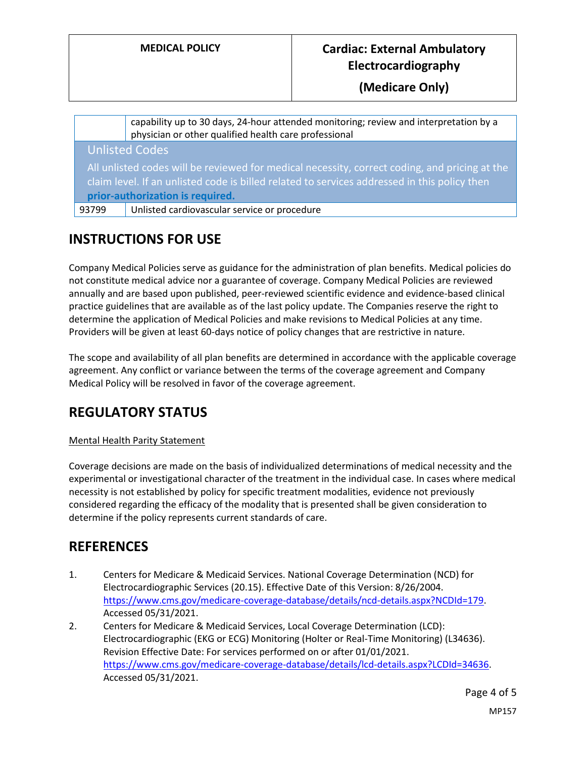|  |  |
|---|---|
|  | capability up to 30 days, 24-hour attended monitoring; review and interpretation by a physician or other qualified health care professional |
| **Unlisted Codes**<br>All unlisted codes will be reviewed for medical necessity, correct coding, and pricing at the claim level. If an unlisted code is billed related to services addressed in this policy then **prior-authorization is required.** | |
| 93799 | Unlisted cardiovascular service or procedure |

## INSTRUCTIONS FOR USE

Company Medical Policies serve as guidance for the administration of plan benefits. Medical policies do not constitute medical advice nor a guarantee of coverage. Company Medical Policies are reviewed annually and are based upon published, peer-reviewed scientific evidence and evidence-based clinical practice guidelines that are available as of the last policy update. The Companies reserve the right to determine the application of Medical Policies and make revisions to Medical Policies at any time. Providers will be given at least 60-days notice of policy changes that are restrictive in nature.

The scope and availability of all plan benefits are determined in accordance with the applicable coverage agreement. Any conflict or variance between the terms of the coverage agreement and Company Medical Policy will be resolved in favor of the coverage agreement.

## REGULATORY STATUS

Mental Health Parity Statement

Coverage decisions are made on the basis of individualized determinations of medical necessity and the experimental or investigational character of the treatment in the individual case. In cases where medical necessity is not established by policy for specific treatment modalities, evidence not previously considered regarding the efficacy of the modality that is presented shall be given consideration to determine if the policy represents current standards of care.

## REFERENCES

1. Centers for Medicare & Medicaid Services. National Coverage Determination (NCD) for Electrocardiographic Services (20.15). Effective Date of this Version: 8/26/2004. https://www.cms.gov/medicare-coverage-database/details/ncd-details.aspx?NCDId=179. Accessed 05/31/2021.
2. Centers for Medicare & Medicaid Services, Local Coverage Determination (LCD): Electrocardiographic (EKG or ECG) Monitoring (Holter or Real-Time Monitoring) (L34636). Revision Effective Date: For services performed on or after 01/01/2021. https://www.cms.gov/medicare-coverage-database/details/lcd-details.aspx?LCDId=34636. Accessed 05/31/2021.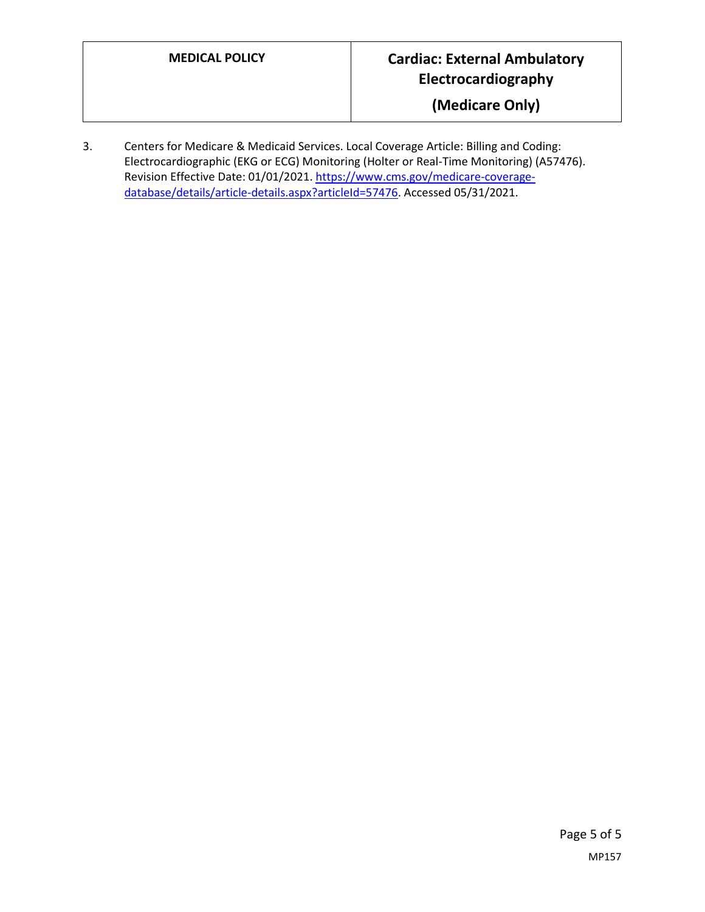3. Centers for Medicare & Medicaid Services. Local Coverage Article: Billing and Coding: Electrocardiographic (EKG or ECG) Monitoring (Holter or Real-Time Monitoring) (A57476). Revision Effective Date: 01/01/2021. [https://www.cms.gov/medicare-coverage-database/details/article-details.aspx?articleId=57476](https://www.cms.gov/medicare-coverage-database/details/article-details.aspx?articleId=57476). Accessed 05/31/2021.